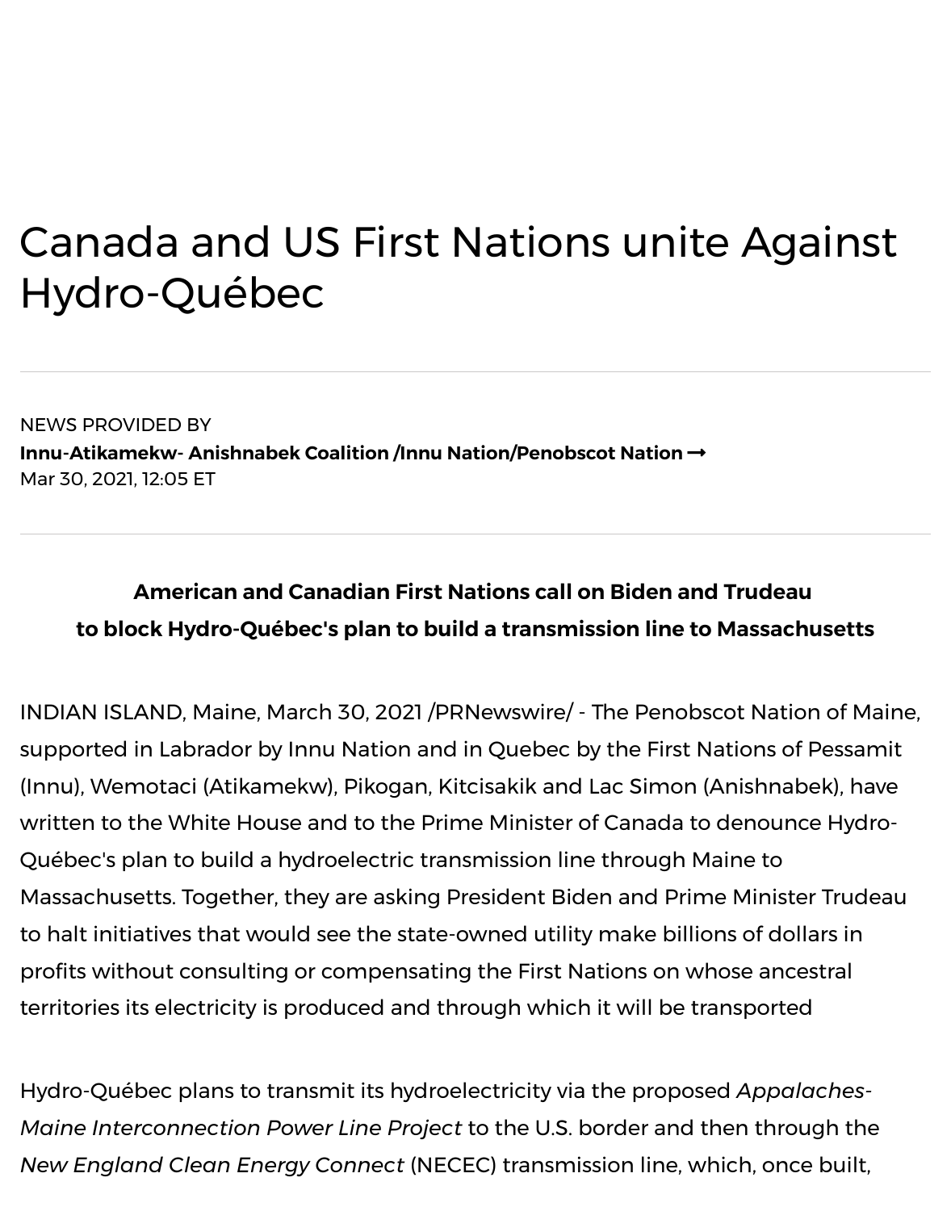# Canada and US First Nations unite Against Hydro-Québec

NEWS PROVIDED BY

**Innu-Atikamekw- Anishnabek Coalition /Innu Nation/Penobscot Nation ➞**

Mar 30, 2021, 12:05 ET

**American and Canadian First Nations call on Biden and Trudeau to block Hydro-Québec's plan to build a transmission line to Massachusetts**

INDIAN ISLAND, Maine, March 30, 2021 /PRNewswire/ - The Penobscot Nation of Maine, supported in Labrador by Innu Nation and in Quebec by the First Nations of Pessamit (Innu), Wemotaci (Atikamekw), Pikogan, Kitcisakik and Lac Simon (Anishnabek), have written to the White House and to the Prime Minister of Canada to denounce Hydro-Québec's plan to build a hydroelectric transmission line through Maine to Massachusetts. Together, they are asking President Biden and Prime Minister Trudeau to halt initiatives that would see the state-owned utility make billions of dollars in profits without consulting or compensating the First Nations on whose ancestral territories its electricity is produced and through which it will be transported

Hydro-Québec plans to transmit its hydroelectricity via the proposed *Appalaches-Maine Interconnection Power Line Project* to the U.S. border and then through the *New England Clean Energy Connect* (NECEC) transmission line, which, once built,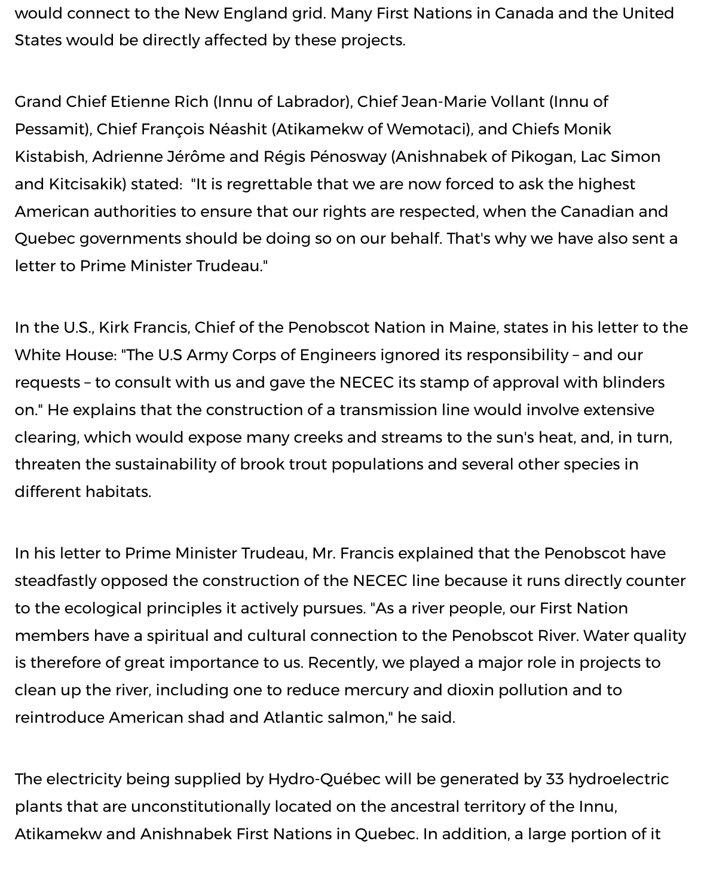would connect to the New England grid. Many First Nations in Canada and the United States would be directly affected by these projects.

Grand Chief Etienne Rich (Innu of Labrador), Chief Jean-Marie Vollant (Innu of Pessamit), Chief François Néashit (Atikamekw of Wemotaci), and Chiefs Monik Kistabish, Adrienne Jérôme and Régis Pénosway (Anishnabek of Pikogan, Lac Simon and Kitcisakik) stated: "It is regrettable that we are now forced to ask the highest American authorities to ensure that our rights are respected, when the Canadian and Quebec governments should be doing so on our behalf. That's why we have also sent a letter to Prime Minister Trudeau."

In the U.S., Kirk Francis, Chief of the Penobscot Nation in Maine, states in his letter to the White House: "The U.S Army Corps of Engineers ignored its responsibility – and our requests – to consult with us and gave the NECEC its stamp of approval with blinders on." He explains that the construction of a transmission line would involve extensive clearing, which would expose many creeks and streams to the sun's heat, and, in turn, threaten the sustainability of brook trout populations and several other species in different habitats.

In his letter to Prime Minister Trudeau, Mr. Francis explained that the Penobscot have steadfastly opposed the construction of the NECEC line because it runs directly counter to the ecological principles it actively pursues. "As a river people, our First Nation members have a spiritual and cultural connection to the Penobscot River. Water quality is therefore of great importance to us. Recently, we played a major role in projects to clean up the river, including one to reduce mercury and dioxin pollution and to reintroduce American shad and Atlantic salmon," he said.

The electricity being supplied by Hydro-Québec will be generated by 33 hydroelectric plants that are unconstitutionally located on the ancestral territory of the Innu, Atikamekw and Anishnabek First Nations in Quebec. In addition, a large portion of it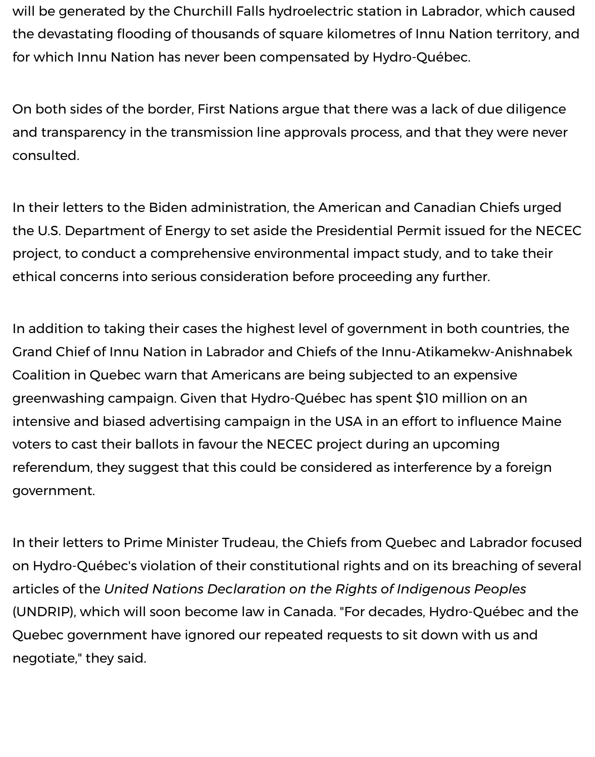will be generated by the Churchill Falls hydroelectric station in Labrador, which caused the devastating flooding of thousands of square kilometres of Innu Nation territory, and for which Innu Nation has never been compensated by Hydro-Québec.

On both sides of the border, First Nations argue that there was a lack of due diligence and transparency in the transmission line approvals process, and that they were never consulted.

In their letters to the Biden administration, the American and Canadian Chiefs urged the U.S. Department of Energy to set aside the Presidential Permit issued for the NECEC project, to conduct a comprehensive environmental impact study, and to take their ethical concerns into serious consideration before proceeding any further.

In addition to taking their cases the highest level of government in both countries, the Grand Chief of Innu Nation in Labrador and Chiefs of the Innu-Atikamekw-Anishnabek Coalition in Quebec warn that Americans are being subjected to an expensive greenwashing campaign. Given that Hydro-Québec has spent $10 million on an intensive and biased advertising campaign in the USA in an effort to influence Maine voters to cast their ballots in favour the NECEC project during an upcoming referendum, they suggest that this could be considered as interference by a foreign government.

In their letters to Prime Minister Trudeau, the Chiefs from Quebec and Labrador focused on Hydro-Québec's violation of their constitutional rights and on its breaching of several articles of the *United Nations Declaration on the Rights of Indigenous Peoples* (UNDRIP), which will soon become law in Canada. "For decades, Hydro-Québec and the Quebec government have ignored our repeated requests to sit down with us and negotiate," they said.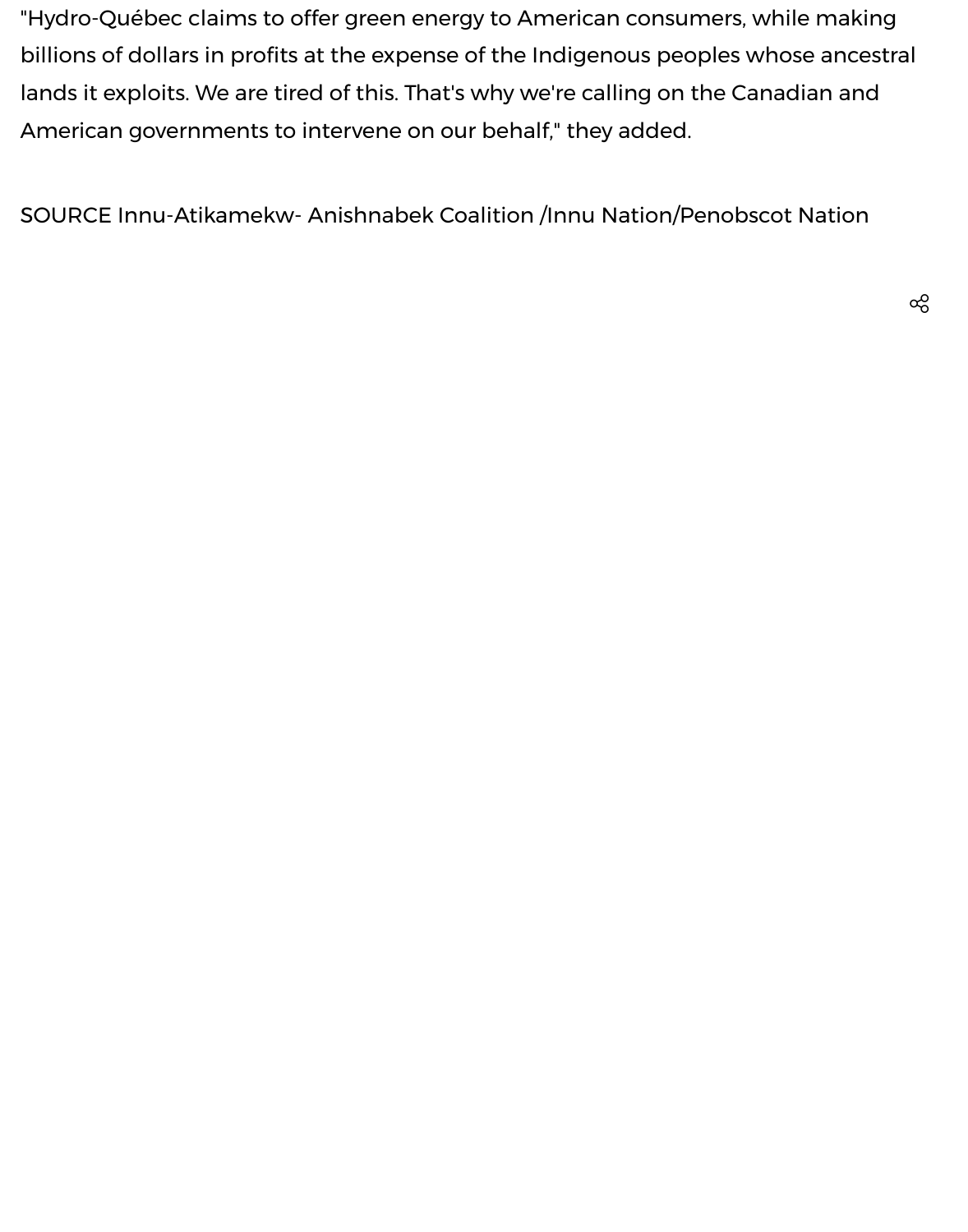"Hydro-Québec claims to offer green energy to American consumers, while making billions of dollars in profits at the expense of the Indigenous peoples whose ancestral lands it exploits. We are tired of this. That's why we're calling on the Canadian and American governments to intervene on our behalf," they added.

SOURCE Innu-Atikamekw- Anishnabek Coalition /Innu Nation/Penobscot Nation